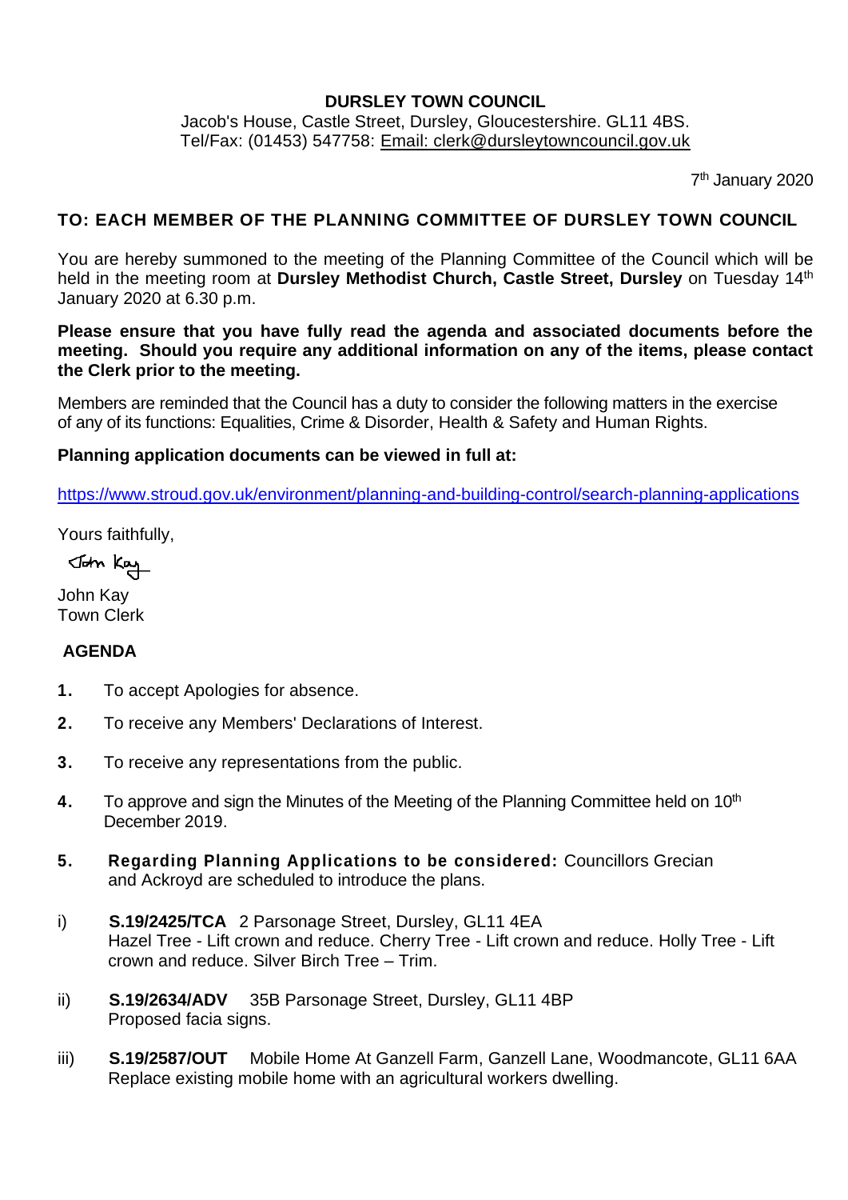**DURSLEY TOWN COUNCIL**

Jacob's House, Castle Street, Dursley, Gloucestershire. GL11 4BS.
Tel/Fax: (01453) 547758: Email: clerk@dursleytowncouncil.gov.uk

7th January 2020

**TO: EACH MEMBER OF THE PLANNING COMMITTEE OF DURSLEY TOWN COUNCIL**

You are hereby summoned to the meeting of the Planning Committee of the Council which will be held in the meeting room at **Dursley Methodist Church, Castle Street, Dursley** on Tuesday 14th January 2020 at 6.30 p.m.

**Please ensure that you have fully read the agenda and associated documents before the meeting. Should you require any additional information on any of the items, please contact the Clerk prior to the meeting.**

Members are reminded that the Council has a duty to consider the following matters in the exercise of any of its functions: Equalities, Crime & Disorder, Health & Safety and Human Rights.

**Planning application documents can be viewed in full at:**

https://www.stroud.gov.uk/environment/planning-and-building-control/search-planning-applications

Yours faithfully,

John Kay

John Kay
Town Clerk

**AGENDA**

**1.** To accept Apologies for absence.

**2.** To receive any Members' Declarations of Interest.

**3.** To receive any representations from the public.

**4.** To approve and sign the Minutes of the Meeting of the Planning Committee held on 10th December 2019.

**5. Regarding Planning Applications to be considered:** Councillors Grecian and Ackroyd are scheduled to introduce the plans.

i) **S.19/2425/TCA** 2 Parsonage Street, Dursley, GL11 4EA
Hazel Tree - Lift crown and reduce. Cherry Tree - Lift crown and reduce. Holly Tree - Lift crown and reduce. Silver Birch Tree – Trim.

ii) **S.19/2634/ADV** 35B Parsonage Street, Dursley, GL11 4BP
Proposed facia signs.

iii) **S.19/2587/OUT** Mobile Home At Ganzell Farm, Ganzell Lane, Woodmancote, GL11 6AA
Replace existing mobile home with an agricultural workers dwelling.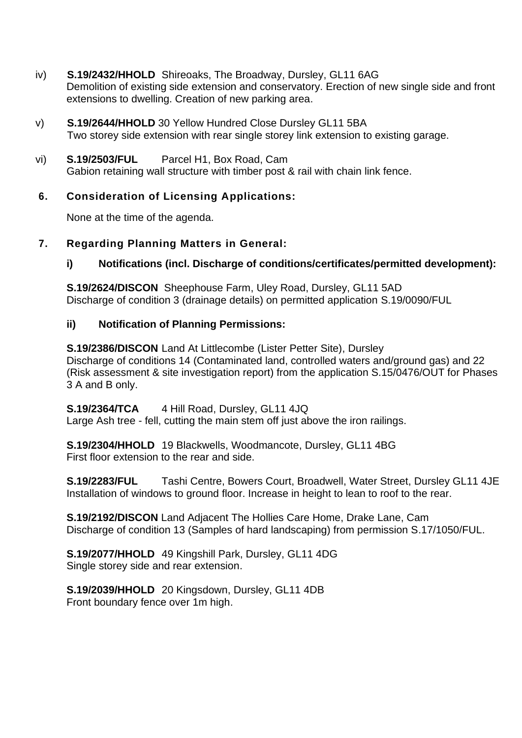iv) **S.19/2432/HHOLD** Shireoaks, The Broadway, Dursley, GL11 6AG
Demolition of existing side extension and conservatory. Erection of new single side and front extensions to dwelling. Creation of new parking area.

v) **S.19/2644/HHOLD** 30 Yellow Hundred Close Dursley GL11 5BA
Two storey side extension with rear single storey link extension to existing garage.

vi) **S.19/2503/FUL** Parcel H1, Box Road, Cam
Gabion retaining wall structure with timber post & rail with chain link fence.

## 6. Consideration of Licensing Applications:

None at the time of the agenda.

## 7. Regarding Planning Matters in General:

### i) Notifications (incl. Discharge of conditions/certificates/permitted development):

**S.19/2624/DISCON** Sheephouse Farm, Uley Road, Dursley, GL11 5AD
Discharge of condition 3 (drainage details) on permitted application S.19/0090/FUL

### ii) Notification of Planning Permissions:

**S.19/2386/DISCON** Land At Littlecombe (Lister Petter Site), Dursley
Discharge of conditions 14 (Contaminated land, controlled waters and/ground gas) and 22 (Risk assessment & site investigation report) from the application S.15/0476/OUT for Phases 3 A and B only.

**S.19/2364/TCA** 4 Hill Road, Dursley, GL11 4JQ
Large Ash tree - fell, cutting the main stem off just above the iron railings.

**S.19/2304/HHOLD** 19 Blackwells, Woodmancote, Dursley, GL11 4BG
First floor extension to the rear and side.

**S.19/2283/FUL** Tashi Centre, Bowers Court, Broadwell, Water Street, Dursley GL11 4JE
Installation of windows to ground floor. Increase in height to lean to roof to the rear.

**S.19/2192/DISCON** Land Adjacent The Hollies Care Home, Drake Lane, Cam
Discharge of condition 13 (Samples of hard landscaping) from permission S.17/1050/FUL.

**S.19/2077/HHOLD** 49 Kingshill Park, Dursley, GL11 4DG
Single storey side and rear extension.

**S.19/2039/HHOLD** 20 Kingsdown, Dursley, GL11 4DB
Front boundary fence over 1m high.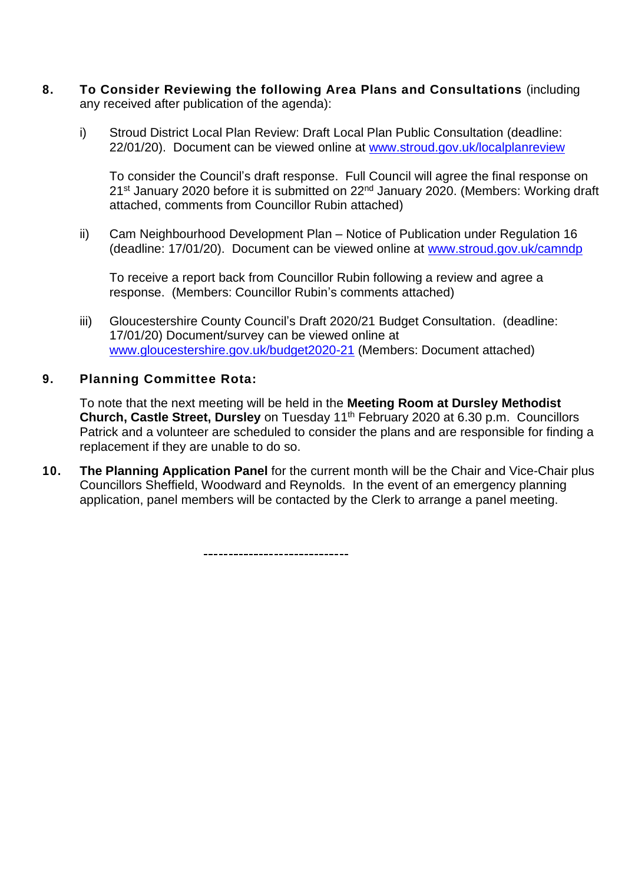**8. To Consider Reviewing the following Area Plans and Consultations** (including any received after publication of the agenda):

i) Stroud District Local Plan Review: Draft Local Plan Public Consultation (deadline: 22/01/20). Document can be viewed online at www.stroud.gov.uk/localplanreview

To consider the Council's draft response. Full Council will agree the final response on 21st January 2020 before it is submitted on 22nd January 2020. (Members: Working draft attached, comments from Councillor Rubin attached)

ii) Cam Neighbourhood Development Plan – Notice of Publication under Regulation 16 (deadline: 17/01/20). Document can be viewed online at www.stroud.gov.uk/camndp

To receive a report back from Councillor Rubin following a review and agree a response. (Members: Councillor Rubin's comments attached)

iii) Gloucestershire County Council's Draft 2020/21 Budget Consultation. (deadline: 17/01/20) Document/survey can be viewed online at www.gloucestershire.gov.uk/budget2020-21 (Members: Document attached)

**9. Planning Committee Rota:**

To note that the next meeting will be held in the **Meeting Room at Dursley Methodist Church, Castle Street, Dursley** on Tuesday 11th February 2020 at 6.30 p.m. Councillors Patrick and a volunteer are scheduled to consider the plans and are responsible for finding a replacement if they are unable to do so.

**10. The Planning Application Panel** for the current month will be the Chair and Vice-Chair plus Councillors Sheffield, Woodward and Reynolds. In the event of an emergency planning application, panel members will be contacted by the Clerk to arrange a panel meeting.

-----------------------------